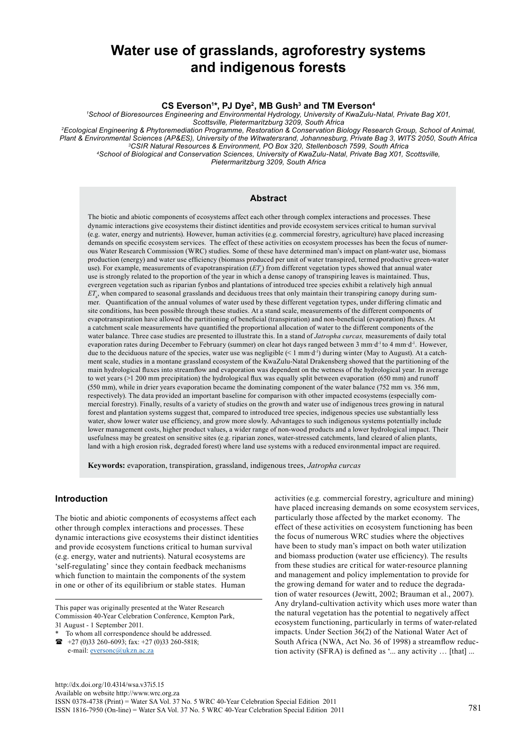# Water use of grasslands, agroforestry systems and indigenous forests

**CS Everson[1]*, PJ Dye[2], MB Gush[3] and TM Everson[4]**

[1] *School of Bioresources Engineering and Environmental Hydrology, University of KwaZulu-Natal, Private Bag X01, Scottsville, Pietermaritzburg 3209, South Africa*

[2] *Ecological Engineering & Phytoremediation Programme, Restoration & Conservation Biology Research Group, School of Animal, Plant & Environmental Sciences (AP&ES), University of the Witwatersrand, Johannesburg, Private Bag 3, WITS 2050, South Africa*

[3] *CSIR Natural Resources & Environment, PO Box 320, Stellenbosch 7599, South Africa*

[4] *School of Biological and Conservation Sciences, University of KwaZulu-Natal, Private Bag X01, Scottsville, Pietermaritzburg 3209, South Africa*

## Abstract

The biotic and abiotic components of ecosystems affect each other through complex interactions and processes. These dynamic interactions give ecosystems their distinct identities and provide ecosystem services critical to human survival (e.g. water, energy and nutrients). However, human activities (e.g. commercial forestry, agriculture) have placed increasing demands on specific ecosystem services. The effect of these activities on ecosystem processes has been the focus of numerous Water Research Commission (WRC) studies. Some of these have determined man's impact on plant-water use, biomass production (energy) and water use efficiency (biomass produced per unit of water transpired, termed productive green-water use). For example, measurements of evapotranspiration ($ET_a$) from different vegetation types showed that annual water use is strongly related to the proportion of the year in which a dense canopy of transpiring leaves is maintained. Thus, evergreen vegetation such as riparian fynbos and plantations of introduced tree species exhibit a relatively high annual $ET_a$, when compared to seasonal grasslands and deciduous trees that only maintain their transpiring canopy during summer. Quantification of the annual volumes of water used by these different vegetation types, under differing climatic and site conditions, has been possible through these studies. At a stand scale, measurements of the different components of evapotranspiration have allowed the partitioning of beneficial (transpiration) and non-beneficial (evaporation) fluxes. At a catchment scale measurements have quantified the proportional allocation of water to the different components of the water balance. Three case studies are presented to illustrate this. In a stand of *Jatropha curcas,* measurements of daily total evaporation rates during December to February (summer) on clear hot days ranged between 3 $mm \cdot d^{-1}$ to 4 $mm \cdot d^{-1}$. However, due to the deciduous nature of the species, water use was negligible (< 1 $mm \cdot d^{-1}$) during winter (May to August). At a catchment scale, studies in a montane grassland ecosystem of the KwaZulu-Natal Drakensberg showed that the partitioning of the main hydrological fluxes into streamflow and evaporation was dependent on the wetness of the hydrological year. In average to wet years (>1 200 mm precipitation) the hydrological flux was equally split between evaporation (650 mm) and runoff (550 mm), while in drier years evaporation became the dominating component of the water balance (752 mm vs. 356 mm, respectively). The data provided an important baseline for comparison with other impacted ecosystems (especially commercial forestry). Finally, results of a variety of studies on the growth and water use of indigenous trees growing in natural forest and plantation systems suggest that, compared to introduced tree species, indigenous species use substantially less water, show lower water use efficiency, and grow more slowly. Advantages to such indigenous systems potentially include lower management costs, higher product values, a wider range of non-wood products and a lower hydrological impact. Their usefulness may be greatest on sensitive sites (e.g. riparian zones, water-stressed catchments, land cleared of alien plants, land with a high erosion risk, degraded forest) where land use systems with a reduced environmental impact are required.

**Keywords:** evaporation, transpiration, grassland, indigenous trees, *Jatropha curcas*

## Introduction

The biotic and abiotic components of ecosystems affect each other through complex interactions and processes. These dynamic interactions give ecosystems their distinct identities and provide ecosystem functions critical to human survival (e.g. energy, water and nutrients). Natural ecosystems are 'self-regulating' since they contain feedback mechanisms which function to maintain the components of the system in one or other of its equilibrium or stable states. Human activities (e.g. commercial forestry, agriculture and mining) have placed increasing demands on some ecosystem services, particularly those affected by the market economy. The effect of these activities on ecosystem functioning has been the focus of numerous WRC studies where the objectives have been to study man's impact on both water utilization and biomass production (water use efficiency). The results from these studies are critical for water-resource planning and management and policy implementation to provide for the growing demand for water and to reduce the degradation of water resources (Jewitt, 2002; Brauman et al., 2007). Any dryland-cultivation activity which uses more water than the natural vegetation has the potential to negatively affect ecosystem functioning, particularly in terms of water-related impacts. Under Section 36(2) of the National Water Act of South Africa (NWA, Act No. 36 of 1998) a streamflow reduction activity (SFRA) is defined as '... any activity … [that] ...

---

This paper was originally presented at the Water Research Commission 40-Year Celebration Conference, Kempton Park, 31 August - 1 September 2011.

\* To whom all correspondence should be addressed.
☎ +27 (0)33 260-6093; fax: +27 (0)33 260-5818;
e-mail: eversonc@ukzn.ac.za

http://dx.doi.org/10.4314/wsa.v37i5.15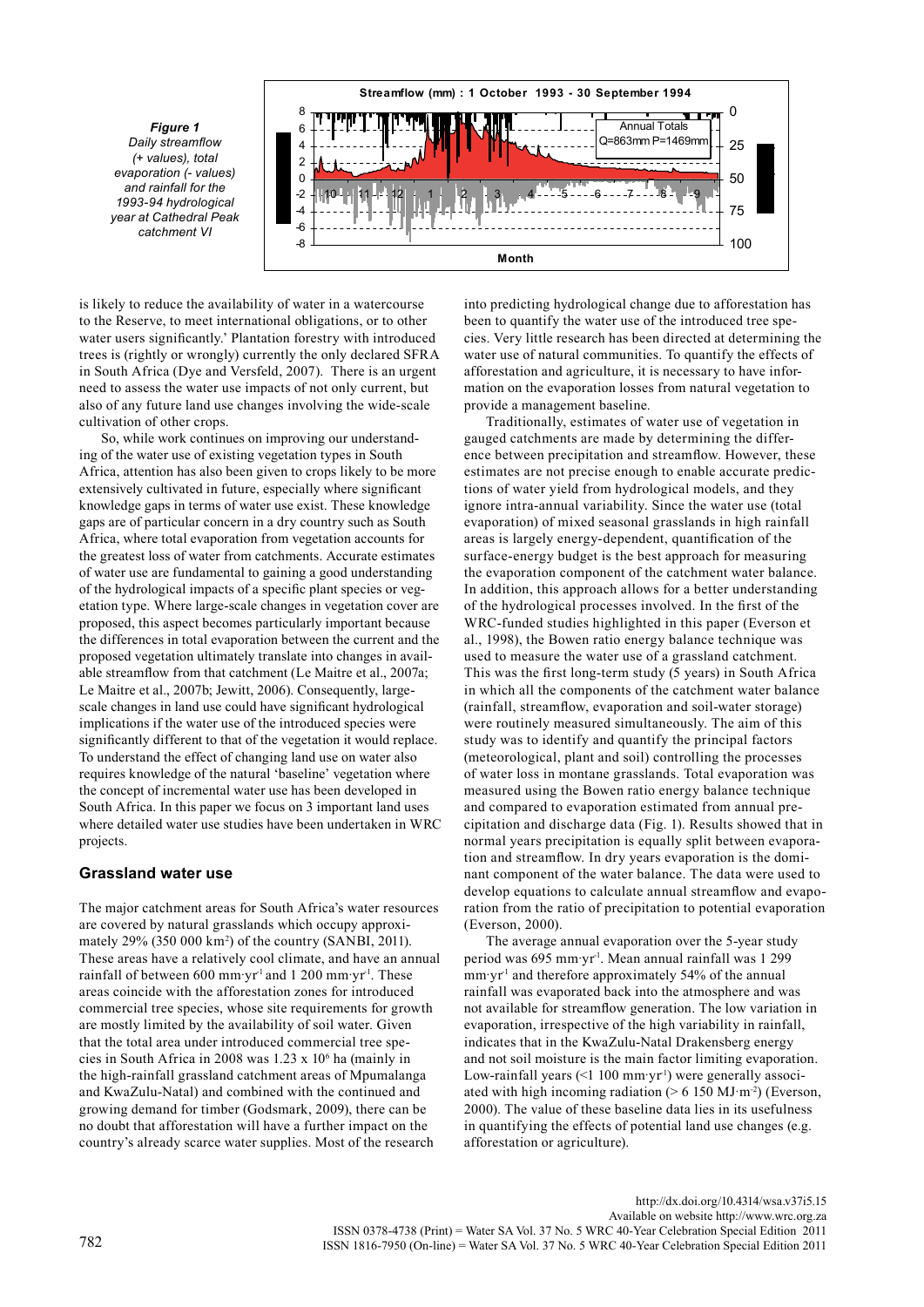*Figure 1*
*Daily streamflow (+ values), total evaporation (- values) and rainfall for the 1993-94 hydrological year at Cathedral Peak catchment VI*

is likely to reduce the availability of water in a watercourse to the Reserve, to meet international obligations, or to other water users significantly.' Plantation forestry with introduced trees is (rightly or wrongly) currently the only declared SFRA in South Africa (Dye and Versfeld, 2007). There is an urgent need to assess the water use impacts of not only current, but also of any future land use changes involving the wide-scale cultivation of other crops.

So, while work continues on improving our understanding of the water use of existing vegetation types in South Africa, attention has also been given to crops likely to be more extensively cultivated in future, especially where significant knowledge gaps in terms of water use exist. These knowledge gaps are of particular concern in a dry country such as South Africa, where total evaporation from vegetation accounts for the greatest loss of water from catchments. Accurate estimates of water use are fundamental to gaining a good understanding of the hydrological impacts of a specific plant species or vegetation type. Where large-scale changes in vegetation cover are proposed, this aspect becomes particularly important because the differences in total evaporation between the current and the proposed vegetation ultimately translate into changes in available streamflow from that catchment (Le Maitre et al., 2007a; Le Maitre et al., 2007b; Jewitt, 2006). Consequently, large-scale changes in land use could have significant hydrological implications if the water use of the introduced species were significantly different to that of the vegetation it would replace. To understand the effect of changing land use on water also requires knowledge of the natural 'baseline' vegetation where the concept of incremental water use has been developed in South Africa. In this paper we focus on 3 important land uses where detailed water use studies have been undertaken in WRC projects.

## Grassland water use

The major catchment areas for South Africa's water resources are covered by natural grasslands which occupy approximately 29% (350 000 km$^2$) of the country (SANBI, 2011). These areas have a relatively cool climate, and have an annual rainfall of between 600 mm·yr$^{-1}$ and 1 200 mm·yr$^{-1}$. These areas coincide with the afforestation zones for introduced commercial tree species, whose site requirements for growth are mostly limited by the availability of soil water. Given that the total area under introduced commercial tree species in South Africa in 2008 was 1.23 x 10$^6$ ha (mainly in the high-rainfall grassland catchment areas of Mpumalanga and KwaZulu-Natal) and combined with the continued and growing demand for timber (Godsmark, 2009), there can be no doubt that afforestation will have a further impact on the country's already scarce water supplies. Most of the research into predicting hydrological change due to afforestation has been to quantify the water use of the introduced tree species. Very little research has been directed at determining the water use of natural communities. To quantify the effects of afforestation and agriculture, it is necessary to have information on the evaporation losses from natural vegetation to provide a management baseline.

Traditionally, estimates of water use of vegetation in gauged catchments are made by determining the difference between precipitation and streamflow. However, these estimates are not precise enough to enable accurate predictions of water yield from hydrological models, and they ignore intra-annual variability. Since the water use (total evaporation) of mixed seasonal grasslands in high rainfall areas is largely energy-dependent, quantification of the surface-energy budget is the best approach for measuring the evaporation component of the catchment water balance. In addition, this approach allows for a better understanding of the hydrological processes involved. In the first of the WRC-funded studies highlighted in this paper (Everson et al., 1998), the Bowen ratio energy balance technique was used to measure the water use of a grassland catchment. This was the first long-term study (5 years) in South Africa in which all the components of the catchment water balance (rainfall, streamflow, evaporation and soil-water storage) were routinely measured simultaneously. The aim of this study was to identify and quantify the principal factors (meteorological, plant and soil) controlling the processes of water loss in montane grasslands. Total evaporation was measured using the Bowen ratio energy balance technique and compared to evaporation estimated from annual precipitation and discharge data (Fig. 1). Results showed that in normal years precipitation is equally split between evaporation and streamflow. In dry years evaporation is the dominant component of the water balance. The data were used to develop equations to calculate annual streamflow and evaporation from the ratio of precipitation to potential evaporation (Everson, 2000).

The average annual evaporation over the 5-year study period was 695 mm·yr$^{-1}$. Mean annual rainfall was 1 299 mm·yr$^{-1}$ and therefore approximately 54% of the annual rainfall was evaporated back into the atmosphere and was not available for streamflow generation. The low variation in evaporation, irrespective of the high variability in rainfall, indicates that in the KwaZulu-Natal Drakensberg energy and not soil moisture is the main factor limiting evaporation. Low-rainfall years (<1 100 mm·yr$^{-1}$) were generally associated with high incoming radiation (> 6 150 MJ·m$^{-2}$) (Everson, 2000). The value of these baseline data lies in its usefulness in quantifying the effects of potential land use changes (e.g. afforestation or agriculture).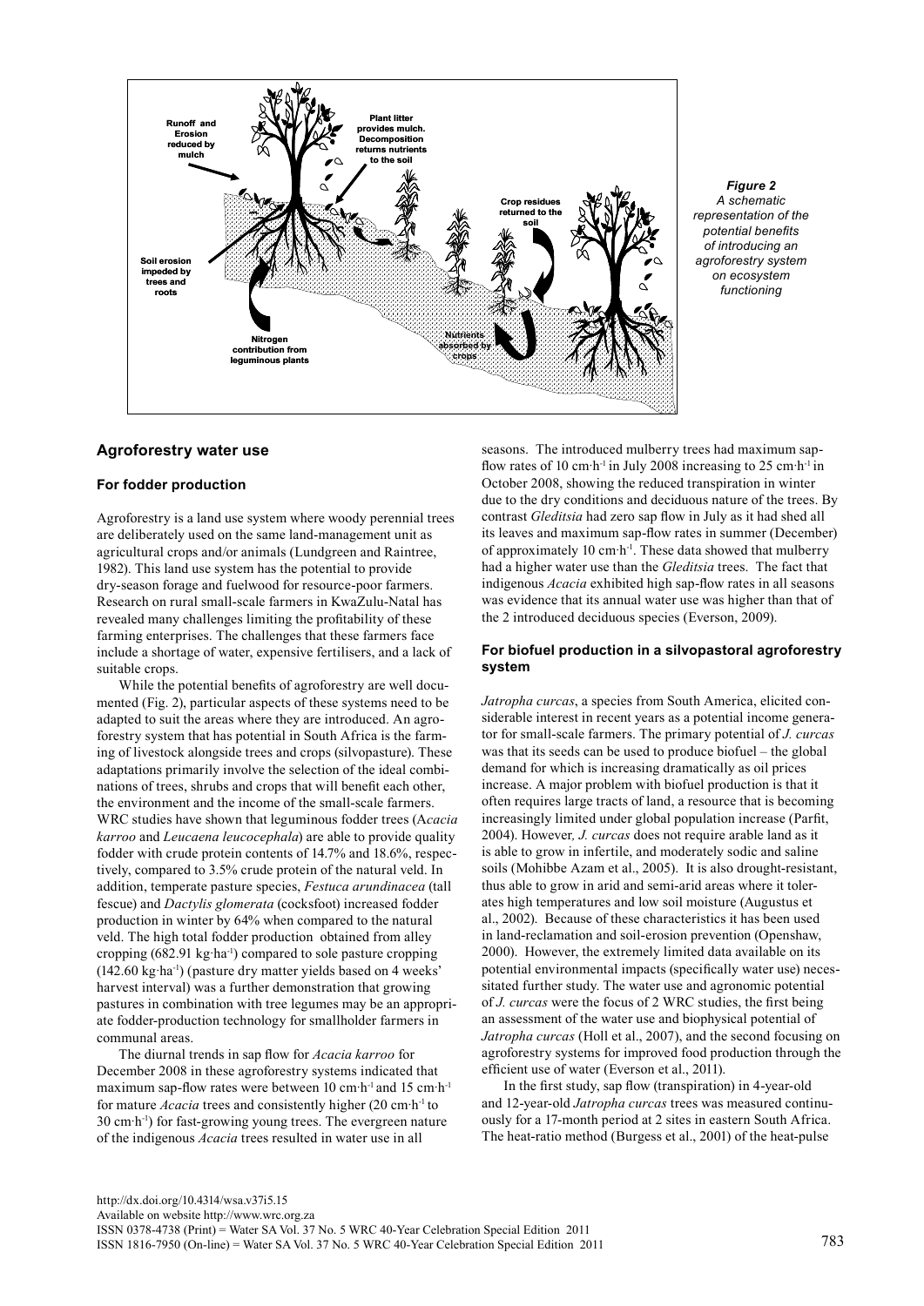*Figure 2*
*A schematic representation of the potential benefits of introducing an agroforestry system on ecosystem functioning*

## Agroforestry water use

### For fodder production

Agroforestry is a land use system where woody perennial trees are deliberately used on the same land-management unit as agricultural crops and/or animals (Lundgreen and Raintree, 1982). This land use system has the potential to provide dry-season forage and fuelwood for resource-poor farmers. Research on rural small-scale farmers in KwaZulu-Natal has revealed many challenges limiting the profitability of these farming enterprises. The challenges that these farmers face include a shortage of water, expensive fertilisers, and a lack of suitable crops.

While the potential benefits of agroforestry are well documented (Fig. 2), particular aspects of these systems need to be adapted to suit the areas where they are introduced. An agroforestry system that has potential in South Africa is the farming of livestock alongside trees and crops (silvopasture). These adaptations primarily involve the selection of the ideal combinations of trees, shrubs and crops that will benefit each other, the environment and the income of the small-scale farmers. WRC studies have shown that leguminous fodder trees (A*cacia karroo* and *Leucaena leucocephala*) are able to provide quality fodder with crude protein contents of 14.7% and 18.6%, respectively, compared to 3.5% crude protein of the natural veld. In addition, temperate pasture species, *Festuca arundinacea* (tall fescue) and *Dactylis glomerata* (cocksfoot) increased fodder production in winter by 64% when compared to the natural veld. The high total fodder production obtained from alley cropping (682.91 kg·ha$^{-1}$) compared to sole pasture cropping (142.60 kg·ha$^{-1}$) (pasture dry matter yields based on 4 weeks' harvest interval) was a further demonstration that growing pastures in combination with tree legumes may be an appropriate fodder-production technology for smallholder farmers in communal areas.

The diurnal trends in sap flow for *Acacia karroo* for December 2008 in these agroforestry systems indicated that maximum sap-flow rates were between 10 cm·h$^{-1}$ and 15 cm·h$^{-1}$ for mature *Acacia* trees and consistently higher (20 cm·h$^{-1}$ to 30 cm·h$^{-1}$) for fast-growing young trees. The evergreen nature of the indigenous *Acacia* trees resulted in water use in all seasons. The introduced mulberry trees had maximum sap-flow rates of 10 cm·h$^{-1}$ in July 2008 increasing to 25 cm·h$^{-1}$ in October 2008, showing the reduced transpiration in winter due to the dry conditions and deciduous nature of the trees. By contrast *Gleditsia* had zero sap flow in July as it had shed all its leaves and maximum sap-flow rates in summer (December) of approximately 10 cm·h$^{-1}$. These data showed that mulberry had a higher water use than the *Gleditsia* trees. The fact that indigenous *Acacia* exhibited high sap-flow rates in all seasons was evidence that its annual water use was higher than that of the 2 introduced deciduous species (Everson, 2009).

### For biofuel production in a silvopastoral agroforestry system

*Jatropha curcas*, a species from South America, elicited considerable interest in recent years as a potential income generator for small-scale farmers. The primary potential of *J. curcas* was that its seeds can be used to produce biofuel – the global demand for which is increasing dramatically as oil prices increase. A major problem with biofuel production is that it often requires large tracts of land, a resource that is becoming increasingly limited under global population increase (Parfit, 2004). However*, J. curcas* does not require arable land as it is able to grow in infertile, and moderately sodic and saline soils (Mohibbe Azam et al., 2005). It is also drought-resistant, thus able to grow in arid and semi-arid areas where it tolerates high temperatures and low soil moisture (Augustus et al., 2002). Because of these characteristics it has been used in land-reclamation and soil-erosion prevention (Openshaw, 2000). However, the extremely limited data available on its potential environmental impacts (specifically water use) necessitated further study. The water use and agronomic potential of *J. curcas* were the focus of 2 WRC studies, the first being an assessment of the water use and biophysical potential of *Jatropha curcas* (Holl et al., 2007), and the second focusing on agroforestry systems for improved food production through the efficient use of water (Everson et al., 2011).

In the first study, sap flow (transpiration) in 4-year-old and 12-year-old *Jatropha curcas* trees was measured continuously for a 17-month period at 2 sites in eastern South Africa. The heat-ratio method (Burgess et al., 2001) of the heat-pulse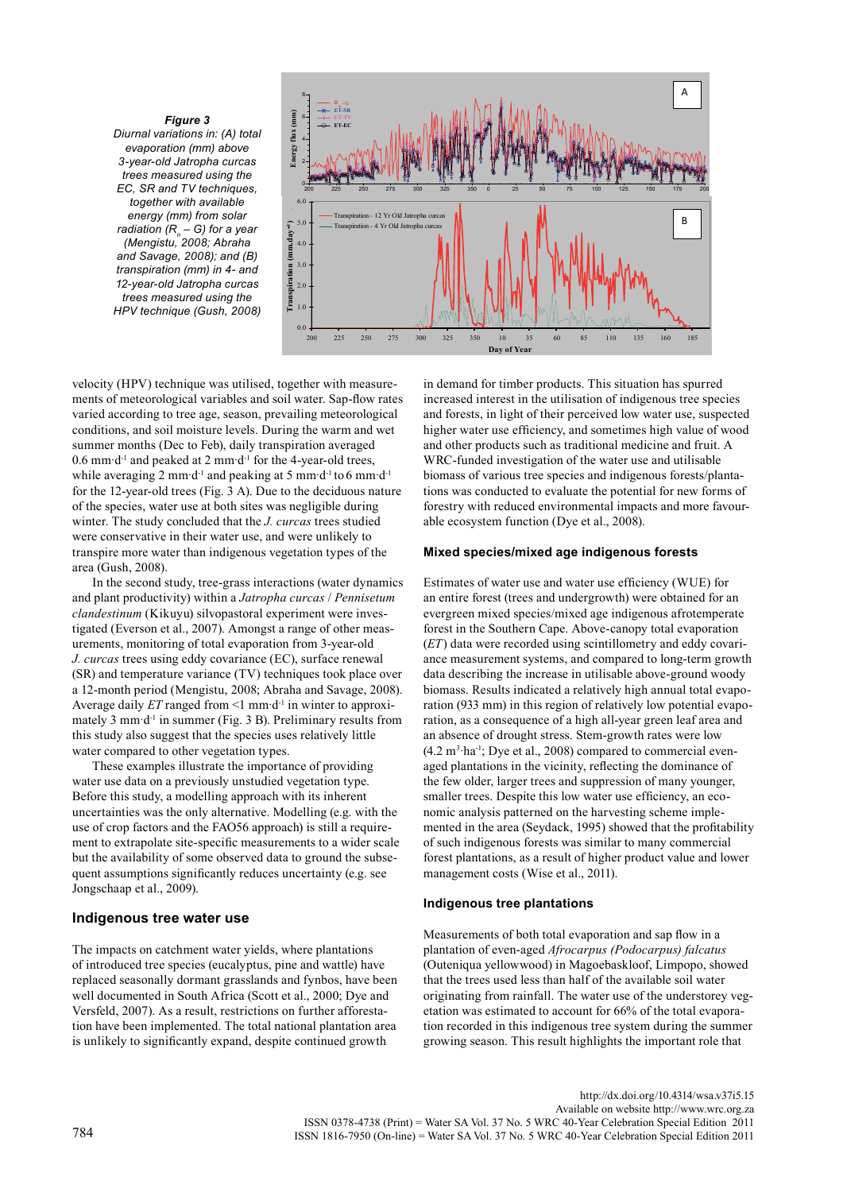**Figure 3**
*Diurnal variations in: (A) total evaporation (mm) above 3-year-old Jatropha curcas trees measured using the EC, SR and TV techniques, together with available energy (mm) from solar radiation ($R_n$ – G) for a year (Mengistu, 2008; Abraha and Savage, 2008); and (B) transpiration (mm) in 4- and 12-year-old Jatropha curcas trees measured using the HPV technique (Gush, 2008)*

velocity (HPV) technique was utilised, together with measurements of meteorological variables and soil water. Sap-flow rates varied according to tree age, season, prevailing meteorological conditions, and soil moisture levels. During the warm and wet summer months (Dec to Feb), daily transpiration averaged 0.6 mm·d$^{-1}$ and peaked at 2 mm·d$^{-1}$ for the 4-year-old trees, while averaging 2 mm·d$^{-1}$ and peaking at 5 mm·d$^{-1}$ to 6 mm·d$^{-1}$ for the 12-year-old trees (Fig. 3 A). Due to the deciduous nature of the species, water use at both sites was negligible during winter. The study concluded that the *J. curcas* trees studied were conservative in their water use, and were unlikely to transpire more water than indigenous vegetation types of the area (Gush, 2008).

In the second study, tree-grass interactions (water dynamics and plant productivity) within a *Jatropha curcas* / *Pennisetum clandestinum* (Kikuyu) silvopastoral experiment were investigated (Everson et al., 2007). Amongst a range of other measurements, monitoring of total evaporation from 3-year-old *J. curcas* trees using eddy covariance (EC), surface renewal (SR) and temperature variance (TV) techniques took place over a 12-month period (Mengistu, 2008; Abraha and Savage, 2008). Average daily *ET* ranged from <1 mm·d$^{-1}$ in winter to approximately 3 mm·d$^{-1}$ in summer (Fig. 3 B). Preliminary results from this study also suggest that the species uses relatively little water compared to other vegetation types.

These examples illustrate the importance of providing water use data on a previously unstudied vegetation type. Before this study, a modelling approach with its inherent uncertainties was the only alternative. Modelling (e.g. with the use of crop factors and the FAO56 approach) is still a requirement to extrapolate site-specific measurements to a wider scale but the availability of some observed data to ground the subsequent assumptions significantly reduces uncertainty (e.g. see Jongschaap et al., 2009).

## Indigenous tree water use

The impacts on catchment water yields, where plantations of introduced tree species (eucalyptus, pine and wattle) have replaced seasonally dormant grasslands and fynbos, have been well documented in South Africa (Scott et al., 2000; Dye and Versfeld, 2007). As a result, restrictions on further afforestation have been implemented. The total national plantation area is unlikely to significantly expand, despite continued growth in demand for timber products. This situation has spurred increased interest in the utilisation of indigenous tree species and forests, in light of their perceived low water use, suspected higher water use efficiency, and sometimes high value of wood and other products such as traditional medicine and fruit. A WRC-funded investigation of the water use and utilisable biomass of various tree species and indigenous forests/plantations was conducted to evaluate the potential for new forms of forestry with reduced environmental impacts and more favourable ecosystem function (Dye et al., 2008).

### Mixed species/mixed age indigenous forests

Estimates of water use and water use efficiency (WUE) for an entire forest (trees and undergrowth) were obtained for an evergreen mixed species/mixed age indigenous afrotemperate forest in the Southern Cape. Above-canopy total evaporation (*ET*) data were recorded using scintillometry and eddy covariance measurement systems, and compared to long-term growth data describing the increase in utilisable above-ground woody biomass. Results indicated a relatively high annual total evaporation (933 mm) in this region of relatively low potential evaporation, as a consequence of a high all-year green leaf area and an absence of drought stress. Stem-growth rates were low (4.2 m$^3$·ha$^{-1}$; Dye et al., 2008) compared to commercial even-aged plantations in the vicinity, reflecting the dominance of the few older, larger trees and suppression of many younger, smaller trees. Despite this low water use efficiency, an economic analysis patterned on the harvesting scheme implemented in the area (Seydack, 1995) showed that the profitability of such indigenous forests was similar to many commercial forest plantations, as a result of higher product value and lower management costs (Wise et al., 2011).

### Indigenous tree plantations

Measurements of both total evaporation and sap flow in a plantation of even-aged *Afrocarpus (Podocarpus) falcatus* (Outeniqua yellowwood) in Magoebaskloof, Limpopo, showed that the trees used less than half of the available soil water originating from rainfall. The water use of the understorey vegetation was estimated to account for 66% of the total evaporation recorded in this indigenous tree system during the summer growing season. This result highlights the important role that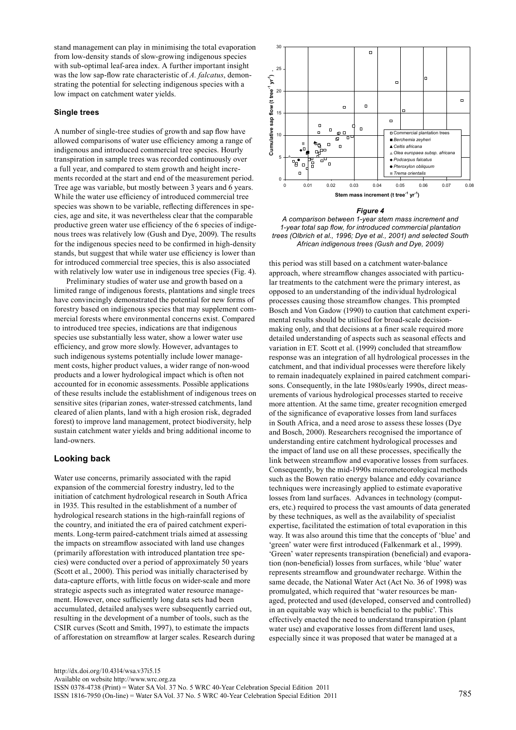stand management can play in minimising the total evaporation from low-density stands of slow-growing indigenous species with sub-optimal leaf-area index. A further important insight was the low sap-flow rate characteristic of *A. falcatus*, demonstrating the potential for selecting indigenous species with a low impact on catchment water yields.

### Single trees

A number of single-tree studies of growth and sap flow have allowed comparisons of water use efficiency among a range of indigenous and introduced commercial tree species. Hourly transpiration in sample trees was recorded continuously over a full year, and compared to stem growth and height increments recorded at the start and end of the measurement period. Tree age was variable, but mostly between 3 years and 6 years. While the water use efficiency of introduced commercial tree species was shown to be variable, reflecting differences in species, age and site, it was nevertheless clear that the comparable productive green water use efficiency of the 6 species of indigenous trees was relatively low (Gush and Dye, 2009). The results for the indigenous species need to be confirmed in high-density stands, but suggest that while water use efficiency is lower than for introduced commercial tree species, this is also associated with relatively low water use in indigenous tree species (Fig. 4).

Preliminary studies of water use and growth based on a limited range of indigenous forests, plantations and single trees have convincingly demonstrated the potential for new forms of forestry based on indigenous species that may supplement commercial forests where environmental concerns exist. Compared to introduced tree species, indications are that indigenous species use substantially less water, show a lower water use efficiency, and grow more slowly. However, advantages to such indigenous systems potentially include lower management costs, higher product values, a wider range of non-wood products and a lower hydrological impact which is often not accounted for in economic assessments. Possible applications of these results include the establishment of indigenous trees on sensitive sites (riparian zones, water-stressed catchments, land cleared of alien plants, land with a high erosion risk, degraded forest) to improve land management, protect biodiversity, help sustain catchment water yields and bring additional income to land-owners.

*Figure 4*
*A comparison between 1-year stem mass increment and 1-year total sap flow, for introduced commercial plantation trees (Olbrich et al., 1996; Dye et al., 2001) and selected South African indigenous trees (Gush and Dye, 2009)*

## Looking back

Water use concerns, primarily associated with the rapid expansion of the commercial forestry industry, led to the initiation of catchment hydrological research in South Africa in 1935. This resulted in the establishment of a number of hydrological research stations in the high-rainfall regions of the country, and initiated the era of paired catchment experiments. Long-term paired-catchment trials aimed at assessing the impacts on streamflow associated with land use changes (primarily afforestation with introduced plantation tree species) were conducted over a period of approximately 50 years (Scott et al., 2000). This period was initially characterised by data-capture efforts, with little focus on wider-scale and more strategic aspects such as integrated water resource management. However, once sufficiently long data sets had been accumulated, detailed analyses were subsequently carried out, resulting in the development of a number of tools, such as the CSIR curves (Scott and Smith, 1997), to estimate the impacts of afforestation on streamflow at larger scales. Research during this period was still based on a catchment water-balance approach, where streamflow changes associated with particular treatments to the catchment were the primary interest, as opposed to an understanding of the individual hydrological processes causing those streamflow changes. This prompted Bosch and Von Gadow (1990) to caution that catchment experimental results should be utilised for broad-scale decision-making only, and that decisions at a finer scale required more detailed understanding of aspects such as seasonal effects and variation in ET. Scott et al. (1999) concluded that streamflow response was an integration of all hydrological processes in the catchment, and that individual processes were therefore likely to remain inadequately explained in paired catchment comparisons. Consequently, in the late 1980s/early 1990s, direct measurements of various hydrological processes started to receive more attention. At the same time, greater recognition emerged of the significance of evaporative losses from land surfaces in South Africa, and a need arose to assess these losses (Dye and Bosch, 2000). Researchers recognised the importance of understanding entire catchment hydrological processes and the impact of land use on all these processes, specifically the link between streamflow and evaporative losses from surfaces. Consequently, by the mid-1990s micrometeorological methods such as the Bowen ratio energy balance and eddy covariance techniques were increasingly applied to estimate evaporative losses from land surfaces. Advances in technology (computers, etc.) required to process the vast amounts of data generated by these techniques, as well as the availability of specialist expertise, facilitated the estimation of total evaporation in this way. It was also around this time that the concepts of 'blue' and 'green' water were first introduced (Falkenmark et al., 1999). 'Green' water represents transpiration (beneficial) and evaporation (non-beneficial) losses from surfaces, while 'blue' water represents streamflow and groundwater recharge. Within the same decade, the National Water Act (Act No. 36 of 1998) was promulgated, which required that 'water resources be managed, protected and used (developed, conserved and controlled) in an equitable way which is beneficial to the public'. This effectively enacted the need to understand transpiration (plant water use) and evaporative losses from different land uses, especially since it was proposed that water be managed at a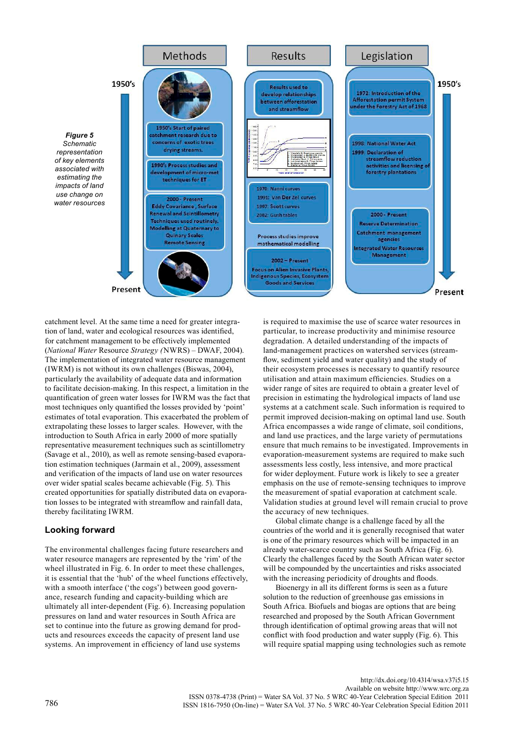| Methods | Results | Legislation |
| --- | --- | --- |
| 1950's Start of paired catchment research due to concerns of exotic trees drying streams. | Results used to develop relationships between afforestation and streamflow | 1972: Introduction of the Afforestation permit System under the Forestry Act of 1968 |
| 1990's Process studies and development of micro-met techniques for ET | 1970: Nanni curves; 1991: Van Der Zel curves; 1997: Scott curves; 2002: Gush tables | 1998: National Water Act; 1999: Declaration of streamflow reduction activities and licensing of forestry plantations |
| 2000 - Present: Eddy Covariance, Surface Renewal and Scintillometry Techniques used routinely. Modelling at Quaternary to Quinary Scales. Remote Sensing | Process studies improve mathematical modelling; 2002 – Present: Focus on Alien Invasive Plants, Indigenous Species, Ecosystem Goods and Services | 2000 - Present: Reserve Determination; Catchment management agencies; Integrated Water Resources Management |

1950's → Present

***Figure 5***
*Schematic representation of key elements associated with estimating the impacts of land use change on water resources*

catchment level. At the same time a need for greater integration of land, water and ecological resources was identified, for catchment management to be effectively implemented (*National Water* Resource *Strategy (*NWRS) – DWAF, 2004). The implementation of integrated water resource management (IWRM) is not without its own challenges (Biswas, 2004), particularly the availability of adequate data and information to facilitate decision-making. In this respect, a limitation in the quantification of green water losses for IWRM was the fact that most techniques only quantified the losses provided by 'point' estimates of total evaporation. This exacerbated the problem of extrapolating these losses to larger scales. However, with the introduction to South Africa in early 2000 of more spatially representative measurement techniques such as scintillometry (Savage et al., 2010), as well as remote sensing-based evaporation estimation techniques (Jarmain et al., 2009), assessment and verification of the impacts of land use on water resources over wider spatial scales became achievable (Fig. 5). This created opportunities for spatially distributed data on evaporation losses to be integrated with streamflow and rainfall data, thereby facilitating IWRM.

## Looking forward

The environmental challenges facing future researchers and water resource managers are represented by the 'rim' of the wheel illustrated in Fig. 6. In order to meet these challenges, it is essential that the 'hub' of the wheel functions effectively, with a smooth interface ('the cogs') between good governance, research funding and capacity-building which are ultimately all inter-dependent (Fig. 6). Increasing population pressures on land and water resources in South Africa are set to continue into the future as growing demand for products and resources exceeds the capacity of present land use systems. An improvement in efficiency of land use systems is required to maximise the use of scarce water resources in particular, to increase productivity and minimise resource degradation. A detailed understanding of the impacts of land-management practices on watershed services (streamflow, sediment yield and water quality) and the study of their ecosystem processes is necessary to quantify resource utilisation and attain maximum efficiencies. Studies on a wider range of sites are required to obtain a greater level of precision in estimating the hydrological impacts of land use systems at a catchment scale. Such information is required to permit improved decision-making on optimal land use. South Africa encompasses a wide range of climate, soil conditions, and land use practices, and the large variety of permutations ensure that much remains to be investigated. Improvements in evaporation-measurement systems are required to make such assessments less costly, less intensive, and more practical for wider deployment. Future work is likely to see a greater emphasis on the use of remote-sensing techniques to improve the measurement of spatial evaporation at catchment scale. Validation studies at ground level will remain crucial to prove the accuracy of new techniques.

Global climate change is a challenge faced by all the countries of the world and it is generally recognised that water is one of the primary resources which will be impacted in an already water-scarce country such as South Africa (Fig. 6). Clearly the challenges faced by the South African water sector will be compounded by the uncertainties and risks associated with the increasing periodicity of droughts and floods.

Bioenergy in all its different forms is seen as a future solution to the reduction of greenhouse gas emissions in South Africa. Biofuels and biogas are options that are being researched and proposed by the South African Government through identification of optimal growing areas that will not conflict with food production and water supply (Fig. 6). This will require spatial mapping using technologies such as remote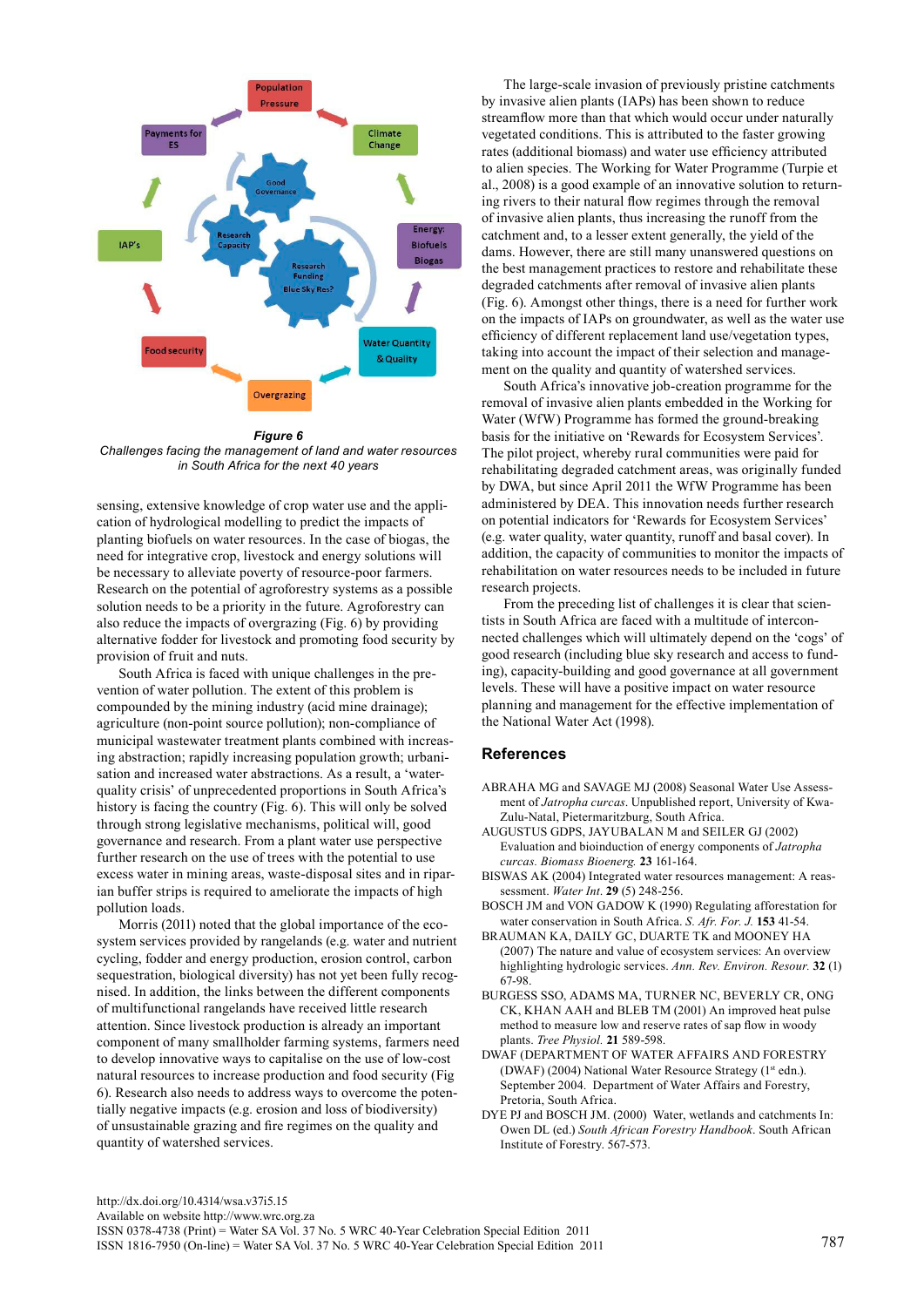**Figure 6**
*Challenges facing the management of land and water resources in South Africa for the next 40 years*

sensing, extensive knowledge of crop water use and the application of hydrological modelling to predict the impacts of planting biofuels on water resources. In the case of biogas, the need for integrative crop, livestock and energy solutions will be necessary to alleviate poverty of resource-poor farmers. Research on the potential of agroforestry systems as a possible solution needs to be a priority in the future. Agroforestry can also reduce the impacts of overgrazing (Fig. 6) by providing alternative fodder for livestock and promoting food security by provision of fruit and nuts.

South Africa is faced with unique challenges in the prevention of water pollution. The extent of this problem is compounded by the mining industry (acid mine drainage); agriculture (non-point source pollution); non-compliance of municipal wastewater treatment plants combined with increasing abstraction; rapidly increasing population growth; urbanisation and increased water abstractions. As a result, a 'water-quality crisis' of unprecedented proportions in South Africa's history is facing the country (Fig. 6). This will only be solved through strong legislative mechanisms, political will, good governance and research. From a plant water use perspective further research on the use of trees with the potential to use excess water in mining areas, waste-disposal sites and in riparian buffer strips is required to ameliorate the impacts of high pollution loads.

Morris (2011) noted that the global importance of the ecosystem services provided by rangelands (e.g. water and nutrient cycling, fodder and energy production, erosion control, carbon sequestration, biological diversity) has not yet been fully recognised. In addition, the links between the different components of multifunctional rangelands have received little research attention. Since livestock production is already an important component of many smallholder farming systems, farmers need to develop innovative ways to capitalise on the use of low-cost natural resources to increase production and food security (Fig 6). Research also needs to address ways to overcome the potentially negative impacts (e.g. erosion and loss of biodiversity) of unsustainable grazing and fire regimes on the quality and quantity of watershed services.

The large-scale invasion of previously pristine catchments by invasive alien plants (IAPs) has been shown to reduce streamflow more than that which would occur under naturally vegetated conditions. This is attributed to the faster growing rates (additional biomass) and water use efficiency attributed to alien species. The Working for Water Programme (Turpie et al., 2008) is a good example of an innovative solution to returning rivers to their natural flow regimes through the removal of invasive alien plants, thus increasing the runoff from the catchment and, to a lesser extent generally, the yield of the dams. However, there are still many unanswered questions on the best management practices to restore and rehabilitate these degraded catchments after removal of invasive alien plants (Fig. 6). Amongst other things, there is a need for further work on the impacts of IAPs on groundwater, as well as the water use efficiency of different replacement land use/vegetation types, taking into account the impact of their selection and management on the quality and quantity of watershed services.

South Africa's innovative job-creation programme for the removal of invasive alien plants embedded in the Working for Water (WfW) Programme has formed the ground-breaking basis for the initiative on 'Rewards for Ecosystem Services'. The pilot project, whereby rural communities were paid for rehabilitating degraded catchment areas, was originally funded by DWA, but since April 2011 the WfW Programme has been administered by DEA. This innovation needs further research on potential indicators for 'Rewards for Ecosystem Services' (e.g. water quality, water quantity, runoff and basal cover). In addition, the capacity of communities to monitor the impacts of rehabilitation on water resources needs to be included in future research projects.

From the preceding list of challenges it is clear that scientists in South Africa are faced with a multitude of interconnected challenges which will ultimately depend on the 'cogs' of good research (including blue sky research and access to funding), capacity-building and good governance at all government levels. These will have a positive impact on water resource planning and management for the effective implementation of the National Water Act (1998).

## References

ABRAHA MG and SAVAGE MJ (2008) Seasonal Water Use Assessment of *Jatropha curcas*. Unpublished report, University of KwaZulu-Natal, Pietermaritzburg, South Africa.

AUGUSTUS GDPS, JAYUBALAN M and SEILER GJ (2002) Evaluation and bioinduction of energy components of *Jatropha curcas*. *Biomass Bioenerg.* **23** 161-164.

BISWAS AK (2004) Integrated water resources management: A reassessment. *Water Int.* **29** (5) 248-256.

BOSCH JM and VON GADOW K (1990) Regulating afforestation for water conservation in South Africa. *S. Afr. For. J.* **153** 41-54.

BRAUMAN KA, DAILY GC, DUARTE TK and MOONEY HA (2007) The nature and value of ecosystem services: An overview highlighting hydrologic services. *Ann. Rev. Environ. Resour.* **32** (1) 67-98.

BURGESS SSO, ADAMS MA, TURNER NC, BEVERLY CR, ONG CK, KHAN AAH and BLEB TM (2001) An improved heat pulse method to measure low and reserve rates of sap flow in woody plants. *Tree Physiol.* **21** 589-598.

DWAF (DEPARTMENT OF WATER AFFAIRS AND FORESTRY (DWAF) (2004) National Water Resource Strategy (1st edn.). September 2004. Department of Water Affairs and Forestry, Pretoria, South Africa.

DYE PJ and BOSCH JM. (2000) Water, wetlands and catchments In: Owen DL (ed.) *South African Forestry Handbook*. South African Institute of Forestry. 567-573.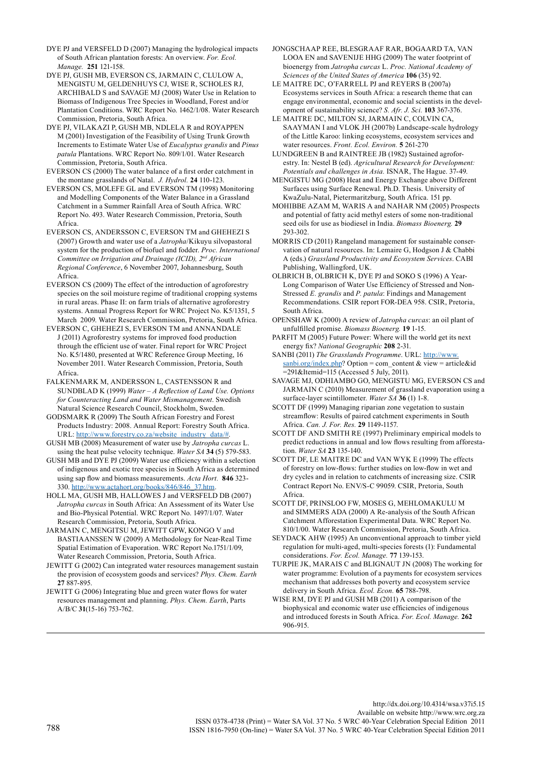DYE PJ and VERSFELD D (2007) Managing the hydrological impacts of South African plantation forests: An overview. *For. Ecol. Manage.* **251** 121-158.

DYE PJ, GUSH MB, EVERSON CS, JARMAIN C, CLULOW A, MENGISTU M, GELDENHUYS CJ, WISE R, SCHOLES RJ, ARCHIBALD S and SAVAGE MJ (2008) Water Use in Relation to Biomass of Indigenous Tree Species in Woodland, Forest and/or Plantation Conditions. WRC Report No. 1462/1/08. Water Research Commission, Pretoria, South Africa.

DYE PJ, VILAKAZI P, GUSH MB, NDLELA R and ROYAPPEN M (2001) Investigation of the Feasibility of Using Trunk Growth Increments to Estimate Water Use of *Eucalyptus grandis* and *Pinus patula* Plantations. WRC Report No. 809/1/01. Water Research Commission, Pretoria, South Africa.

EVERSON CS (2000) The water balance of a first order catchment in the montane grasslands of Natal. *J. Hydrol.* **24** 110-123.

EVERSON CS, MOLEFE GL and EVERSON TM (1998) Monitoring and Modelling Components of the Water Balance in a Grassland Catchment in a Summer Rainfall Area of South Africa. WRC Report No. 493. Water Research Commission, Pretoria, South Africa.

EVERSON CS, ANDERSSON C, EVERSON TM and GHEHEZI S (2007) Growth and water use of a *Jatropha*/Kikuyu silvopastoral system for the production of biofuel and fodder. *Proc. International Committee on Irrigation and Drainage (ICID), 2nd African Regional Conference*, 6 November 2007, Johannesburg, South Africa.

EVERSON CS (2009) The effect of the introduction of agroforestry species on the soil moisture regime of traditional cropping systems in rural areas. Phase II: on farm trials of alternative agroforestry systems. Annual Progress Report for WRC Project No. K5/1351, 5 March 2009. Water Research Commission, Pretoria, South Africa.

EVERSON C, GHEHEZI S, EVERSON TM and ANNANDALE J (2011) Agroforestry systems for improved food production through the efficient use of water. Final report for WRC Project No. K5/1480, presented at WRC Reference Group Meeting, 16 November 2011. Water Research Commission, Pretoria, South Africa.

FALKENMARK M, ANDERSSON L, CASTENSSON R and SUNDBLAD K (1999) *Water – A Reflection of Land Use. Options for Counteracting Land and Water Mismanagement*. Swedish Natural Science Research Council, Stockholm, Sweden.

GODSMARK R (2009) The South African Forestry and Forest Products Industry: 2008. Annual Report: Forestry South Africa. URL: http://www.forestry.co.za/website_industry_data/#.

GUSH MB (2008) Measurement of water use by *Jatropha curcas* L. using the heat pulse velocity technique. *Water SA* **34** (5) 579-583.

GUSH MB and DYE PJ (2009) Water use efficiency within a selection of indigenous and exotic tree species in South Africa as determined using sap flow and biomass measurements. *Acta Hort.* **846** 323-330. http://www.actahort.org/books/846/846_37.htm.

HOLL MA, GUSH MB, HALLOWES J and VERSFELD DB (2007) *Jatropha curcas* in South Africa: An Assessment of its Water Use and Bio-Physical Potential. WRC Report No. 1497/1/07. Water Research Commission, Pretoria, South Africa.

JARMAIN C, MENGITSU M, JEWITT GPW, KONGO V and BASTIAANSSEN W (2009) A Methodology for Near-Real Time Spatial Estimation of Evaporation. WRC Report No.1751/1/09, Water Research Commission, Pretoria, South Africa.

JEWITT G (2002) Can integrated water resources management sustain the provision of ecosystem goods and services? *Phys. Chem. Earth* **27** 887-895.

JEWITT G (2006) Integrating blue and green water flows for water resources management and planning. *Phys. Chem. Earth*, Parts A/B/C **31**(15-16) 753-762.

JONGSCHAAP REE, BLESGRAAF RAR, BOGAARD TA, VAN LOOA EN and SAVENIJE HHG (2009) The water footprint of bioenergy from *Jatropha curcas* L. *Proc. National Academy of Sciences of the United States of America* **106** (35) 92.

LE MAITRE DC, O'FARRELL PJ and REYERS B (2007a) Ecosystems services in South Africa: a research theme that can engage environmental, economic and social scientists in the development of sustainability science? *S. Afr. J. Sci.* **103** 367-376.

LE MAITRE DC, MILTON SJ, JARMAIN C, COLVIN CA, SAAYMAN I and VLOK JH (2007b) Landscape-scale hydrology of the Little Karoo: linking ecosystems, ecosystem services and water resources. *Front. Ecol. Environ.* **5** 261-270

LUNDGREEN B and RAINTREE JB (1982) Sustained agroforestry. In: Nestel B (ed). *Agricultural Research for Development: Potentials and challenges in Asia.* ISNAR, The Hague. 37-49.

MENGISTU MG (2008) Heat and Energy Exchange above Different Surfaces using Surface Renewal. Ph.D. Thesis. University of KwaZulu-Natal, Pietermaritzburg, South Africa. 151 pp.

MOHIBBE AZAM M, WARIS A and NAHAR NM (2005) Prospects and potential of fatty acid methyl esters of some non-traditional seed oils for use as biodiesel in India. *Biomass Bioenerg.* **29** 293-302.

MORRIS CD (2011) Rangeland management for sustainable conservation of natural resources. In: Lemaire G, Hodgson J & Chabbi A (eds.) *Grassland Productivity and Ecosystem Services*. CABI Publishing, Wallingford, UK.

OLBRICH B, OLBRICH K, DYE PJ and SOKO S (1996) A Year-Long Comparison of Water Use Efficiency of Stressed and Non-Stressed *E. grandis* and *P. patula*: Findings and Management Recommendations. CSIR report FOR-DEA 958. CSIR, Pretoria, South Africa.

OPENSHAW K (2000) A review of *Jatropha curcas*: an oil plant of unfulfilled promise. *Biomass Bioenerg.* **19** 1-15.

PARFIT M (2005) Future Power: Where will the world get its next energy fix? *National Geographic* **208** 2-31.

SANBI (2011) *The Grasslands Programme*. URL: http://www.sanbi.org/index.php? Option = com_content & view = article&id =291&Itemid=115 (Accessed 5 July, 2011).

SAVAGE MJ, ODHIAMBO GO, MENGISTU MG, EVERSON CS and JARMAIN C (2010) Measurement of grassland evaporation using a surface-layer scintillometer. *Water SA* **36** (1) 1-8.

SCOTT DF (1999) Managing riparian zone vegetation to sustain streamflow: Results of paired catchment experiments in South Africa. *Can. J. For. Res.* **29** 1149-1157.

SCOTT DF AND SMITH RE (1997) Preliminary empirical models to predict reductions in annual and low flows resulting from afforestation. *Water SA* **23** 135-140.

SCOTT DF, LE MAITRE DC and VAN WYK E (1999) The effects of forestry on low-flows: further studies on low-flow in wet and dry cycles and in relation to catchments of increasing size. CSIR Contract Report No. ENV/S-C 99059. CSIR, Pretoria, South Africa.

SCOTT DF, PRINSLOO FW, MOSES G, MEHLOMAKULU M and SIMMERS ADA (2000) A Re-analysis of the South African Catchment Afforestation Experimental Data. WRC Report No. 810/1/00. Water Research Commission, Pretoria, South Africa.

SEYDACK AHW (1995) An unconventional approach to timber yield regulation for multi-aged, multi-species forests (1): Fundamental considerations. *For. Ecol. Manage.* **77** 139-153.

TURPIE JK, MARAIS C and BLIGNAUT JN (2008) The working for water programme: Evolution of a payments for ecosystem services mechanism that addresses both poverty and ecosystem service delivery in South Africa. *Ecol. Econ.* **65** 788-798.

WISE RM, DYE PJ and GUSH MB (2011) A comparison of the biophysical and economic water use efficiencies of indigenous and introduced forests in South Africa. *For. Ecol. Manage.* **262** 906-915.